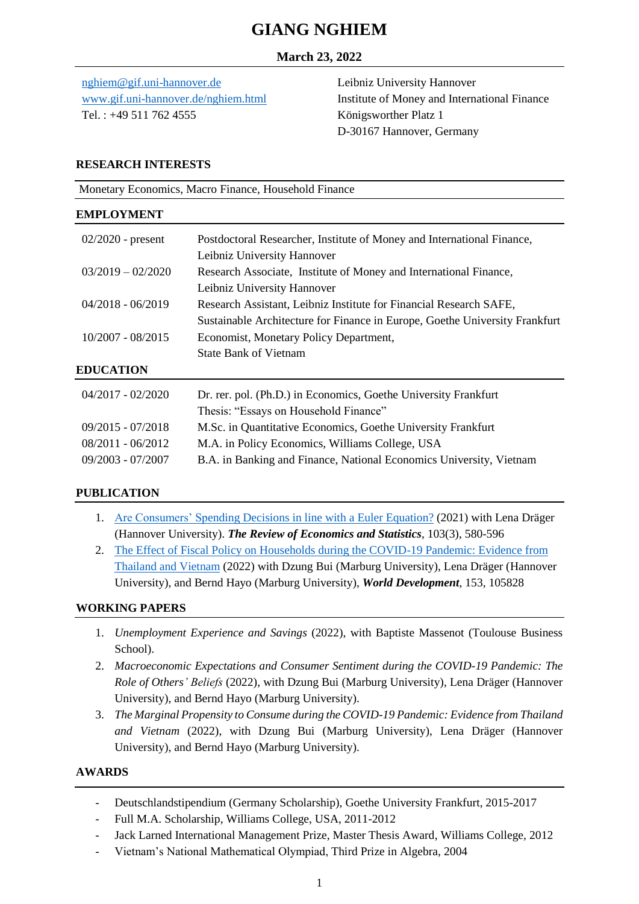# GIANG NGHIEM

**March 23, 2022**

[nghiem@gif.uni-hannover.de](mailto:nghiem@gif.uni-hannover.de)
[www.gif.uni-hannover.de/nghiem.html](http://www.gif.uni-hannover.de/nghiem.html)
Tel. : +49 511 762 4555

Leibniz University Hannover
Institute of Money and International Finance
Königsworther Platz 1
D-30167 Hannover, Germany

## RESEARCH INTERESTS

Monetary Economics, Macro Finance, Household Finance

## EMPLOYMENT

| | |
|---|---|
| 02/2020 - present | Postdoctoral Researcher, Institute of Money and International Finance, Leibniz University Hannover |
| 03/2019 – 02/2020 | Research Associate, Institute of Money and International Finance, Leibniz University Hannover |
| 04/2018 - 06/2019 | Research Assistant, Leibniz Institute for Financial Research SAFE, Sustainable Architecture for Finance in Europe, Goethe University Frankfurt |
| 10/2007 - 08/2015 | Economist, Monetary Policy Department, State Bank of Vietnam |

## EDUCATION

| | |
|---|---|
| 04/2017 - 02/2020 | Dr. rer. pol. (Ph.D.) in Economics, Goethe University Frankfurt<br>Thesis: "Essays on Household Finance" |
| 09/2015 - 07/2018 | M.Sc. in Quantitative Economics, Goethe University Frankfurt |
| 08/2011 - 06/2012 | M.A. in Policy Economics, Williams College, USA |
| 09/2003 - 07/2007 | B.A. in Banking and Finance, National Economics University, Vietnam |

## PUBLICATION

1. Are Consumers' Spending Decisions in line with a Euler Equation? (2021) with Lena Dräger (Hannover University). ***The Review of Economics and Statistics***, 103(3), 580-596
2. The Effect of Fiscal Policy on Households during the COVID-19 Pandemic: Evidence from Thailand and Vietnam (2022) with Dzung Bui (Marburg University), Lena Dräger (Hannover University), and Bernd Hayo (Marburg University), ***World Development***, 153, 105828

## WORKING PAPERS

1. *Unemployment Experience and Savings* (2022), with Baptiste Massenot (Toulouse Business School).
2. *Macroeconomic Expectations and Consumer Sentiment during the COVID-19 Pandemic: The Role of Others' Beliefs* (2022), with Dzung Bui (Marburg University), Lena Dräger (Hannover University), and Bernd Hayo (Marburg University).
3. *The Marginal Propensity to Consume during the COVID-19 Pandemic: Evidence from Thailand and Vietnam* (2022), with Dzung Bui (Marburg University), Lena Dräger (Hannover University), and Bernd Hayo (Marburg University).

## AWARDS

- Deutschlandstipendium (Germany Scholarship), Goethe University Frankfurt, 2015-2017
- Full M.A. Scholarship, Williams College, USA, 2011-2012
- Jack Larned International Management Prize, Master Thesis Award, Williams College, 2012
- Vietnam's National Mathematical Olympiad, Third Prize in Algebra, 2004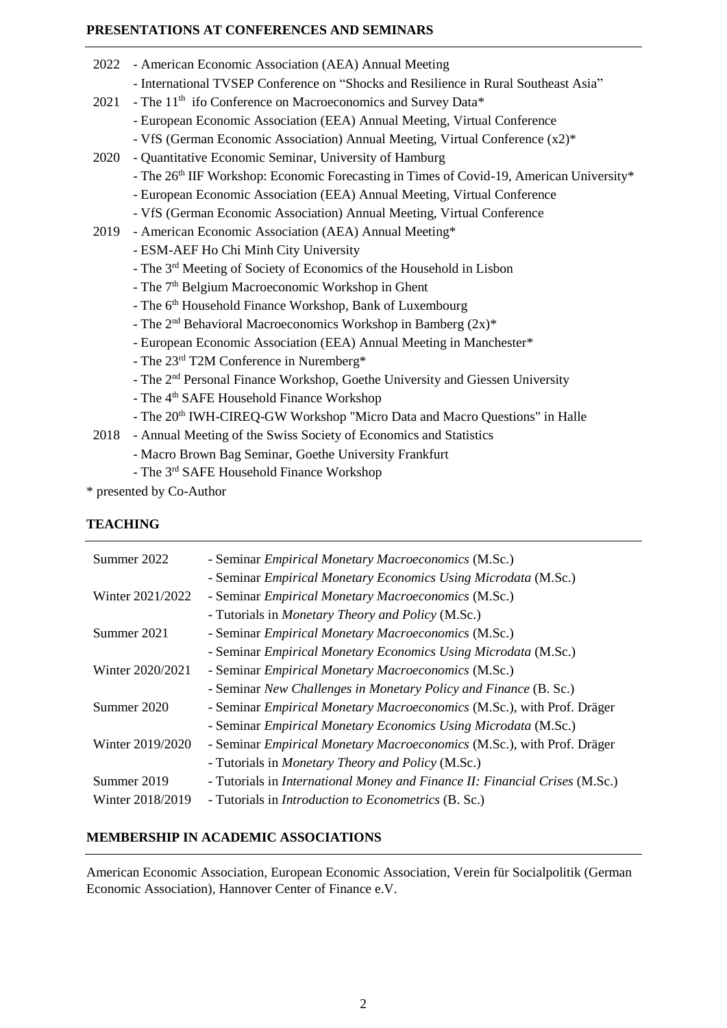## PRESENTATIONS AT CONFERENCES AND SEMINARS

| | |
|---|---|
| 2022 | - American Economic Association (AEA) Annual Meeting |
| | - International TVSEP Conference on "Shocks and Resilience in Rural Southeast Asia" |
| 2021 | - The 11th ifo Conference on Macroeconomics and Survey Data* |
| | - European Economic Association (EEA) Annual Meeting, Virtual Conference |
| | - VfS (German Economic Association) Annual Meeting, Virtual Conference (x2)* |
| 2020 | - Quantitative Economic Seminar, University of Hamburg |
| | - The 26th IIF Workshop: Economic Forecasting in Times of Covid-19, American University* |
| | - European Economic Association (EEA) Annual Meeting, Virtual Conference |
| | - VfS (German Economic Association) Annual Meeting, Virtual Conference |
| 2019 | - American Economic Association (AEA) Annual Meeting* |
| | - ESM-AEF Ho Chi Minh City University |
| | - The 3rd Meeting of Society of Economics of the Household in Lisbon |
| | - The 7th Belgium Macroeconomic Workshop in Ghent |
| | - The 6th Household Finance Workshop, Bank of Luxembourg |
| | - The 2nd Behavioral Macroeconomics Workshop in Bamberg (2x)* |
| | - European Economic Association (EEA) Annual Meeting in Manchester* |
| | - The 23rd T2M Conference in Nuremberg* |
| | - The 2nd Personal Finance Workshop, Goethe University and Giessen University |
| | - The 4th SAFE Household Finance Workshop |
| | - The 20th IWH-CIREQ-GW Workshop "Micro Data and Macro Questions" in Halle |
| 2018 | - Annual Meeting of the Swiss Society of Economics and Statistics |
| | - Macro Brown Bag Seminar, Goethe University Frankfurt |
| | - The 3rd SAFE Household Finance Workshop |

* presented by Co-Author

## TEACHING

| | |
|---|---|
| Summer 2022 | - Seminar *Empirical Monetary Macroeconomics* (M.Sc.) |
| | - Seminar *Empirical Monetary Economics Using Microdata* (M.Sc.) |
| Winter 2021/2022 | - Seminar *Empirical Monetary Macroeconomics* (M.Sc.) |
| | - Tutorials in *Monetary Theory and Policy* (M.Sc.) |
| Summer 2021 | - Seminar *Empirical Monetary Macroeconomics* (M.Sc.) |
| | - Seminar *Empirical Monetary Economics Using Microdata* (M.Sc.) |
| Winter 2020/2021 | - Seminar *Empirical Monetary Macroeconomics* (M.Sc.) |
| | - Seminar *New Challenges in Monetary Policy and Finance* (B. Sc.) |
| Summer 2020 | - Seminar *Empirical Monetary Macroeconomics* (M.Sc.), with Prof. Dräger |
| | - Seminar *Empirical Monetary Economics Using Microdata* (M.Sc.) |
| Winter 2019/2020 | - Seminar *Empirical Monetary Macroeconomics* (M.Sc.), with Prof. Dräger |
| | - Tutorials in *Monetary Theory and Policy* (M.Sc.) |
| Summer 2019 | - Tutorials in *International Money and Finance II: Financial Crises* (M.Sc.) |
| Winter 2018/2019 | - Tutorials in *Introduction to Econometrics* (B. Sc.) |

## MEMBERSHIP IN ACADEMIC ASSOCIATIONS

American Economic Association, European Economic Association, Verein für Socialpolitik (German Economic Association), Hannover Center of Finance e.V.